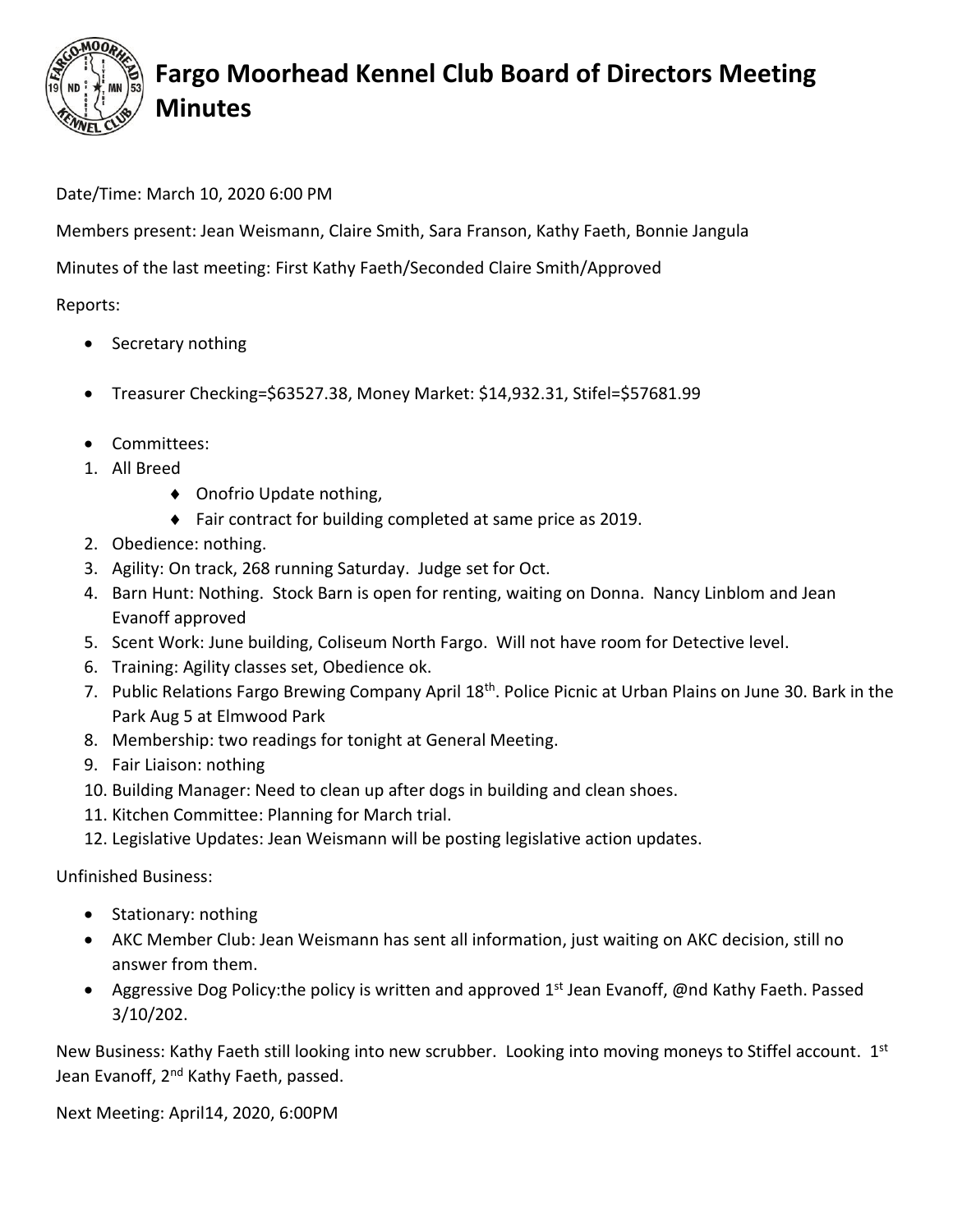# Fargo Moorhead Kennel Club Board of Directors Meeting Minutes

Date/Time: March 10, 2020 6:00 PM

Members present: Jean Weismann, Claire Smith, Sara Franson, Kathy Faeth, Bonnie Jangula

Minutes of the last meeting: First Kathy Faeth/Seconded Claire Smith/Approved

Reports:

- Secretary nothing
- Treasurer Checking=$63527.38, Money Market: $14,932.31, Stifel=$57681.99
- Committees:

1. All Breed
   - Onofrio Update nothing,
   - Fair contract for building completed at same price as 2019.
2. Obedience: nothing.
3. Agility: On track, 268 running Saturday. Judge set for Oct.
4. Barn Hunt: Nothing. Stock Barn is open for renting, waiting on Donna. Nancy Linblom and Jean Evanoff approved
5. Scent Work: June building, Coliseum North Fargo. Will not have room for Detective level.
6. Training: Agility classes set, Obedience ok.
7. Public Relations Fargo Brewing Company April 18th. Police Picnic at Urban Plains on June 30. Bark in the Park Aug 5 at Elmwood Park
8. Membership: two readings for tonight at General Meeting.
9. Fair Liaison: nothing
10. Building Manager: Need to clean up after dogs in building and clean shoes.
11. Kitchen Committee: Planning for March trial.
12. Legislative Updates: Jean Weismann will be posting legislative action updates.

Unfinished Business:

- Stationary: nothing
- AKC Member Club: Jean Weismann has sent all information, just waiting on AKC decision, still no answer from them.
- Aggressive Dog Policy:the policy is written and approved 1st Jean Evanoff, @nd Kathy Faeth. Passed 3/10/202.

New Business: Kathy Faeth still looking into new scrubber. Looking into moving moneys to Stiffel account. 1st Jean Evanoff, 2nd Kathy Faeth, passed.

Next Meeting: April14, 2020, 6:00PM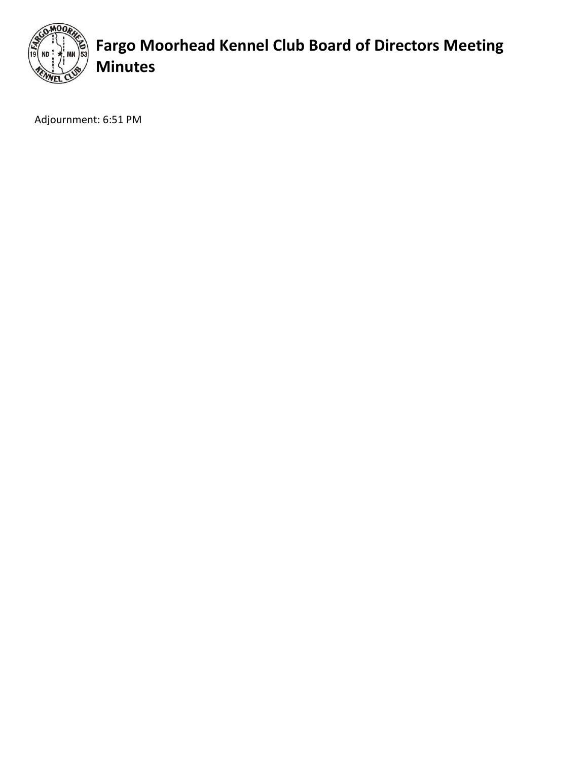Adjournment: 6:51 PM